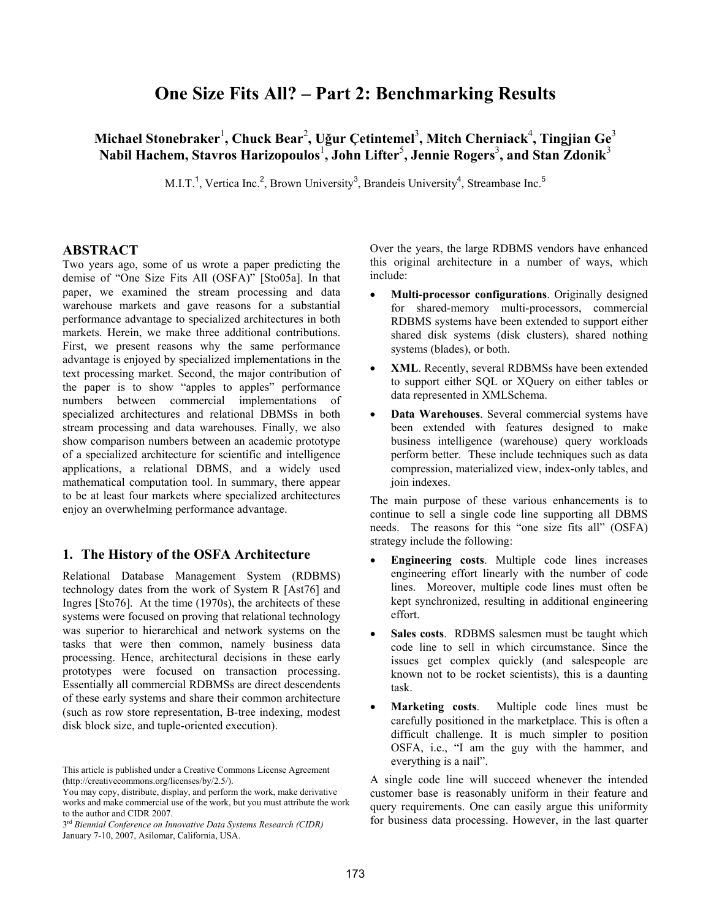# One Size Fits All? – Part 2: Benchmarking Results

**Michael Stonebraker[1], Chuck Bear[2], Uğur Çetintemel[3], Mitch Cherniack[4], Tingjian Ge[3] Nabil Hachem, Stavros Harizopoulos[1], John Lifter[5], Jennie Rogers[3], and Stan Zdonik[3]**

M.I.T.[1], Vertica Inc.[2], Brown University[3], Brandeis University[4], Streambase Inc.[5]

## ABSTRACT

Two years ago, some of us wrote a paper predicting the demise of "One Size Fits All (OSFA)" [Sto05a]. In that paper, we examined the stream processing and data warehouse markets and gave reasons for a substantial performance advantage to specialized architectures in both markets. Herein, we make three additional contributions. First, we present reasons why the same performance advantage is enjoyed by specialized implementations in the text processing market. Second, the major contribution of the paper is to show "apples to apples" performance numbers between commercial implementations of specialized architectures and relational DBMSs in both stream processing and data warehouses. Finally, we also show comparison numbers between an academic prototype of a specialized architecture for scientific and intelligence applications, a relational DBMS, and a widely used mathematical computation tool. In summary, there appear to be at least four markets where specialized architectures enjoy an overwhelming performance advantage.

## 1. The History of the OSFA Architecture

Relational Database Management System (RDBMS) technology dates from the work of System R [Ast76] and Ingres [Sto76]. At the time (1970s), the architects of these systems were focused on proving that relational technology was superior to hierarchical and network systems on the tasks that were then common, namely business data processing. Hence, architectural decisions in these early prototypes were focused on transaction processing. Essentially all commercial RDBMSs are direct descendents of these early systems and share their common architecture (such as row store representation, B-tree indexing, modest disk block size, and tuple-oriented execution).

This article is published under a Creative Commons License Agreement (http://creativecommons.org/licenses/by/2.5/).
You may copy, distribute, display, and perform the work, make derivative works and make commercial use of the work, but you must attribute the work to the author and CIDR 2007.
3rd *Biennial Conference on Innovative Data Systems Research (CIDR)* January 7-10, 2007, Asilomar, California, USA.

Over the years, the large RDBMS vendors have enhanced this original architecture in a number of ways, which include:

- **Multi-processor configurations**. Originally designed for shared-memory multi-processors, commercial RDBMS systems have been extended to support either shared disk systems (disk clusters), shared nothing systems (blades), or both.
- **XML**. Recently, several RDBMSs have been extended to support either SQL or XQuery on either tables or data represented in XMLSchema.
- **Data Warehouses**. Several commercial systems have been extended with features designed to make business intelligence (warehouse) query workloads perform better. These include techniques such as data compression, materialized view, index-only tables, and join indexes.

The main purpose of these various enhancements is to continue to sell a single code line supporting all DBMS needs. The reasons for this "one size fits all" (OSFA) strategy include the following:

- **Engineering costs**. Multiple code lines increases engineering effort linearly with the number of code lines. Moreover, multiple code lines must often be kept synchronized, resulting in additional engineering effort.
- **Sales costs**. RDBMS salesmen must be taught which code line to sell in which circumstance. Since the issues get complex quickly (and salespeople are known not to be rocket scientists), this is a daunting task.
- **Marketing costs**. Multiple code lines must be carefully positioned in the marketplace. This is often a difficult challenge. It is much simpler to position OSFA, i.e., "I am the guy with the hammer, and everything is a nail".

A single code line will succeed whenever the intended customer base is reasonably uniform in their feature and query requirements. One can easily argue this uniformity for business data processing. However, in the last quarter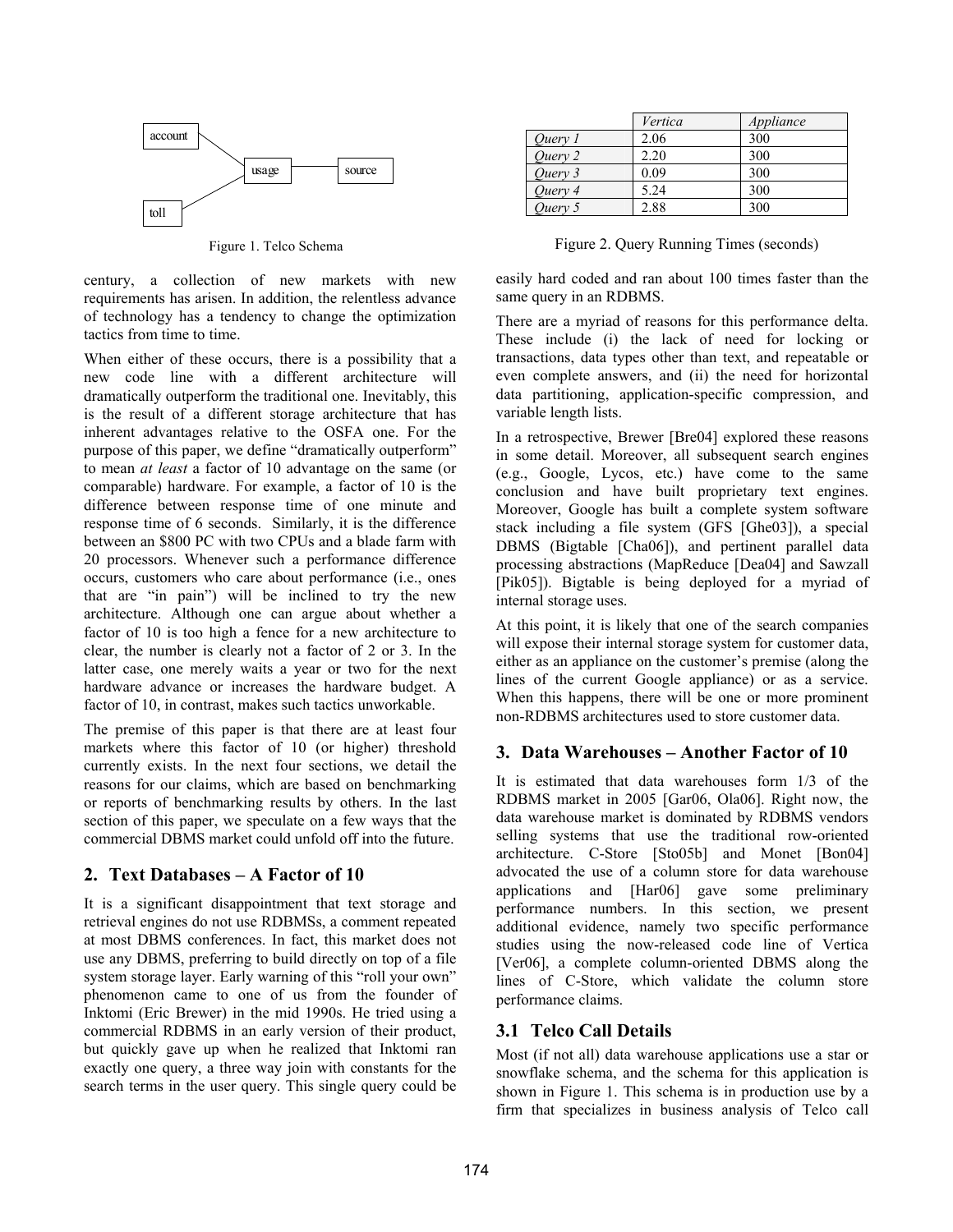account

usage

source

toll

Figure 1. Telco Schema

|  | *Vertica* | *Appliance* |
|---|---|---|
| *Query 1* | 2.06 | 300 |
| *Query 2* | 2.20 | 300 |
| *Query 3* | 0.09 | 300 |
| *Query 4* | 5.24 | 300 |
| *Query 5* | 2.88 | 300 |

Figure 2. Query Running Times (seconds)

century, a collection of new markets with new requirements has arisen. In addition, the relentless advance of technology has a tendency to change the optimization tactics from time to time.

When either of these occurs, there is a possibility that a new code line with a different architecture will dramatically outperform the traditional one. Inevitably, this is the result of a different storage architecture that has inherent advantages relative to the OSFA one. For the purpose of this paper, we define "dramatically outperform" to mean *at least* a factor of 10 advantage on the same (or comparable) hardware. For example, a factor of 10 is the difference between response time of one minute and response time of 6 seconds. Similarly, it is the difference between an $800 PC with two CPUs and a blade farm with 20 processors. Whenever such a performance difference occurs, customers who care about performance (i.e., ones that are "in pain") will be inclined to try the new architecture. Although one can argue about whether a factor of 10 is too high a fence for a new architecture to clear, the number is clearly not a factor of 2 or 3. In the latter case, one merely waits a year or two for the next hardware advance or increases the hardware budget. A factor of 10, in contrast, makes such tactics unworkable.

The premise of this paper is that there are at least four markets where this factor of 10 (or higher) threshold currently exists. In the next four sections, we detail the reasons for our claims, which are based on benchmarking or reports of benchmarking results by others. In the last section of this paper, we speculate on a few ways that the commercial DBMS market could unfold off into the future.

## 2. Text Databases – A Factor of 10

It is a significant disappointment that text storage and retrieval engines do not use RDBMSs, a comment repeated at most DBMS conferences. In fact, this market does not use any DBMS, preferring to build directly on top of a file system storage layer. Early warning of this "roll your own" phenomenon came to one of us from the founder of Inktomi (Eric Brewer) in the mid 1990s. He tried using a commercial RDBMS in an early version of their product, but quickly gave up when he realized that Inktomi ran exactly one query, a three way join with constants for the search terms in the user query. This single query could be easily hard coded and ran about 100 times faster than the same query in an RDBMS.

There are a myriad of reasons for this performance delta. These include (i) the lack of need for locking or transactions, data types other than text, and repeatable or even complete answers, and (ii) the need for horizontal data partitioning, application-specific compression, and variable length lists.

In a retrospective, Brewer [Bre04] explored these reasons in some detail. Moreover, all subsequent search engines (e.g., Google, Lycos, etc.) have come to the same conclusion and have built proprietary text engines. Moreover, Google has built a complete system software stack including a file system (GFS [Ghe03]), a special DBMS (Bigtable [Cha06]), and pertinent parallel data processing abstractions (MapReduce [Dea04] and Sawzall [Pik05]). Bigtable is being deployed for a myriad of internal storage uses.

At this point, it is likely that one of the search companies will expose their internal storage system for customer data, either as an appliance on the customer's premise (along the lines of the current Google appliance) or as a service. When this happens, there will be one or more prominent non-RDBMS architectures used to store customer data.

## 3. Data Warehouses – Another Factor of 10

It is estimated that data warehouses form 1/3 of the RDBMS market in 2005 [Gar06, Ola06]. Right now, the data warehouse market is dominated by RDBMS vendors selling systems that use the traditional row-oriented architecture. C-Store [Sto05b] and Monet [Bon04] advocated the use of a column store for data warehouse applications and [Har06] gave some preliminary performance numbers. In this section, we present additional evidence, namely two specific performance studies using the now-released code line of Vertica [Ver06], a complete column-oriented DBMS along the lines of C-Store, which validate the column store performance claims.

### 3.1 Telco Call Details

Most (if not all) data warehouse applications use a star or snowflake schema, and the schema for this application is shown in Figure 1. This schema is in production use by a firm that specializes in business analysis of Telco call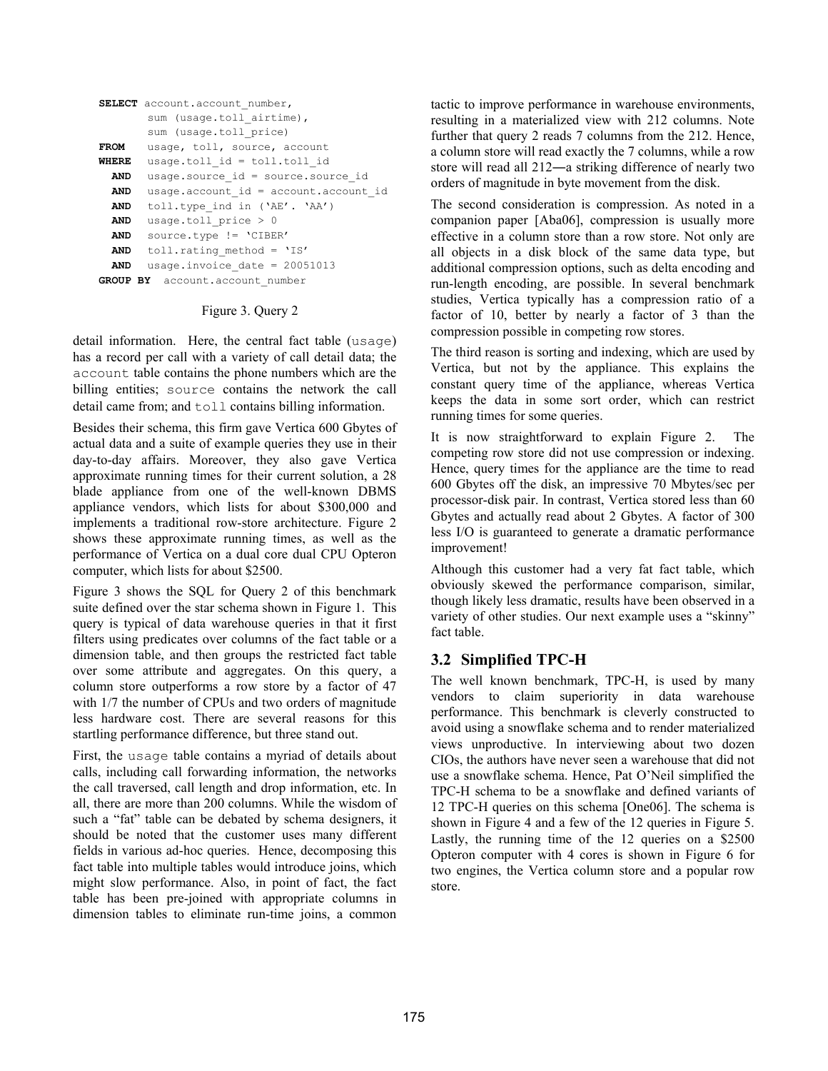```sql
SELECT account.account_number,
       sum (usage.toll_airtime),
       sum (usage.toll_price)
FROM   usage, toll, source, account
WHERE  usage.toll_id = toll.toll_id
  AND  usage.source_id = source.source_id
  AND  usage.account_id = account.account_id
  AND  toll.type_ind in ('AE'. 'AA')
  AND  usage.toll_price > 0
  AND  source.type != 'CIBER'
  AND  toll.rating_method = 'IS'
  AND  usage.invoice_date = 20051013
GROUP BY  account.account_number
```

Figure 3. Query 2

detail information. Here, the central fact table (`usage`) has a record per call with a variety of call detail data; the `account` table contains the phone numbers which are the billing entities; `source` contains the network the call detail came from; and `toll` contains billing information.

Besides their schema, this firm gave Vertica 600 Gbytes of actual data and a suite of example queries they use in their day-to-day affairs. Moreover, they also gave Vertica approximate running times for their current solution, a 28 blade appliance from one of the well-known DBMS appliance vendors, which lists for about $300,000 and implements a traditional row-store architecture. Figure 2 shows these approximate running times, as well as the performance of Vertica on a dual core dual CPU Opteron computer, which lists for about $2500.

Figure 3 shows the SQL for Query 2 of this benchmark suite defined over the star schema shown in Figure 1. This query is typical of data warehouse queries in that it first filters using predicates over columns of the fact table or a dimension table, and then groups the restricted fact table over some attribute and aggregates. On this query, a column store outperforms a row store by a factor of 47 with 1/7 the number of CPUs and two orders of magnitude less hardware cost. There are several reasons for this startling performance difference, but three stand out.

First, the `usage` table contains a myriad of details about calls, including call forwarding information, the networks the call traversed, call length and drop information, etc. In all, there are more than 200 columns. While the wisdom of such a "fat" table can be debated by schema designers, it should be noted that the customer uses many different fields in various ad-hoc queries. Hence, decomposing this fact table into multiple tables would introduce joins, which might slow performance. Also, in point of fact, the fact table has been pre-joined with appropriate columns in dimension tables to eliminate run-time joins, a common tactic to improve performance in warehouse environments, resulting in a materialized view with 212 columns. Note further that query 2 reads 7 columns from the 212. Hence, a column store will read exactly the 7 columns, while a row store will read all 212―a striking difference of nearly two orders of magnitude in byte movement from the disk.

The second consideration is compression. As noted in a companion paper [Aba06], compression is usually more effective in a column store than a row store. Not only are all objects in a disk block of the same data type, but additional compression options, such as delta encoding and run-length encoding, are possible. In several benchmark studies, Vertica typically has a compression ratio of a factor of 10, better by nearly a factor of 3 than the compression possible in competing row stores.

The third reason is sorting and indexing, which are used by Vertica, but not by the appliance. This explains the constant query time of the appliance, whereas Vertica keeps the data in some sort order, which can restrict running times for some queries.

It is now straightforward to explain Figure 2. The competing row store did not use compression or indexing. Hence, query times for the appliance are the time to read 600 Gbytes off the disk, an impressive 70 Mbytes/sec per processor-disk pair. In contrast, Vertica stored less than 60 Gbytes and actually read about 2 Gbytes. A factor of 300 less I/O is guaranteed to generate a dramatic performance improvement!

Although this customer had a very fat fact table, which obviously skewed the performance comparison, similar, though likely less dramatic, results have been observed in a variety of other studies. Our next example uses a "skinny" fact table.

## 3.2 Simplified TPC-H

The well known benchmark, TPC-H, is used by many vendors to claim superiority in data warehouse performance. This benchmark is cleverly constructed to avoid using a snowflake schema and to render materialized views unproductive. In interviewing about two dozen CIOs, the authors have never seen a warehouse that did not use a snowflake schema. Hence, Pat O'Neil simplified the TPC-H schema to be a snowflake and defined variants of 12 TPC-H queries on this schema [One06]. The schema is shown in Figure 4 and a few of the 12 queries in Figure 5. Lastly, the running time of the 12 queries on a $2500 Opteron computer with 4 cores is shown in Figure 6 for two engines, the Vertica column store and a popular row store.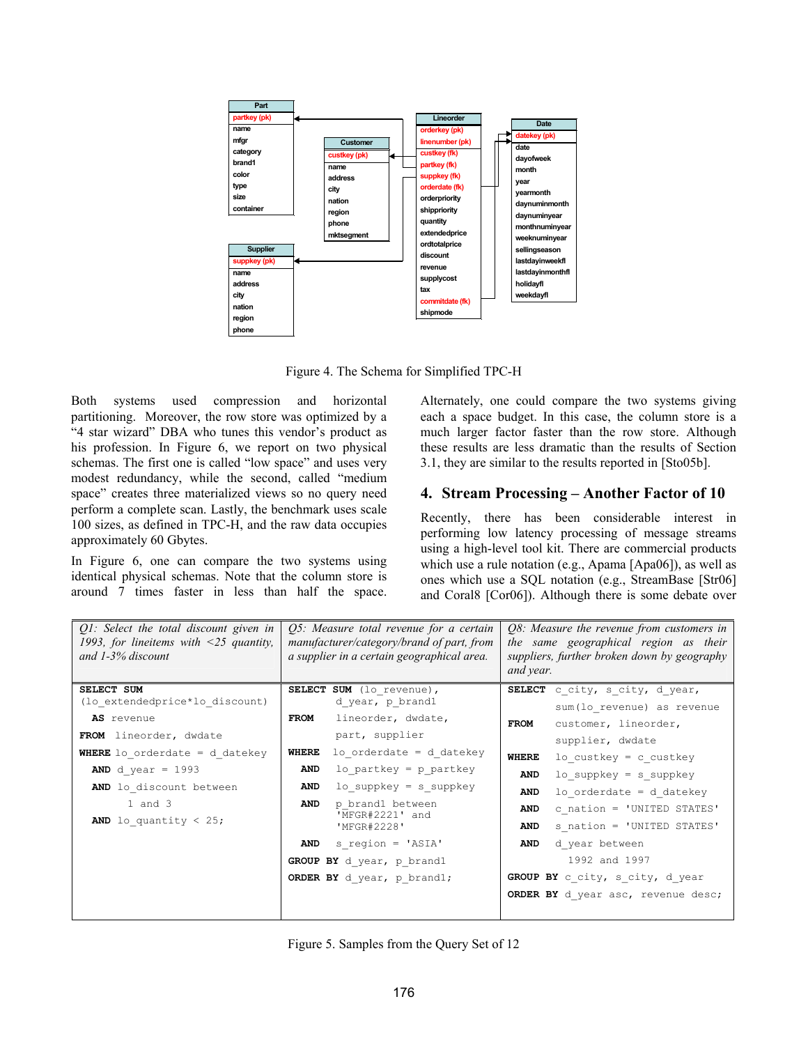**Part**
- partkey (pk)
- name
- mfgr
- category
- brand1
- color
- type
- size
- container

**Supplier**
- suppkey (pk)
- name
- address
- city
- nation
- region
- phone

**Customer**
- custkey (pk)
- name
- address
- city
- nation
- region
- phone
- mktsegment

**Lineorder**
- orderkey (pk)
- linenumber (pk)
- custkey (fk)
- partkey (fk)
- suppkey (fk)
- orderdate (fk)
- orderpriority
- shippriority
- quantity
- extendedprice
- ordtotalprice
- discount
- revenue
- supplycost
- tax
- commitdate (fk)
- shipmode

**Date**
- datekey (pk)
- date
- dayofweek
- month
- year
- yearmonth
- daynuminmonth
- daynuminyear
- monthnuminyear
- weeknuminyear
- sellingseason
- lastdayinweekfl
- lastdayinmonthfl
- holidayfl
- weekdayfl

Figure 4. The Schema for Simplified TPC-H

Both systems used compression and horizontal partitioning. Moreover, the row store was optimized by a "4 star wizard" DBA who tunes this vendor's product as his profession. In Figure 6, we report on two physical schemas. The first one is called "low space" and uses very modest redundancy, while the second, called "medium space" creates three materialized views so no query need perform a complete scan. Lastly, the benchmark uses scale 100 sizes, as defined in TPC-H, and the raw data occupies approximately 60 Gbytes.

In Figure 6, one can compare the two systems using identical physical schemas. Note that the column store is around 7 times faster in less than half the space. Alternately, one could compare the two systems giving each a space budget. In this case, the column store is a much larger factor faster than the row store. Although these results are less dramatic than the results of Section 3.1, they are similar to the results reported in [Sto05b].

## 4. Stream Processing – Another Factor of 10

Recently, there has been considerable interest in performing low latency processing of message streams using a high-level tool kit. There are commercial products which use a rule notation (e.g., Apama [Apa06]), as well as ones which use a SQL notation (e.g., StreamBase [Str06] and Coral8 [Cor06]). Although there is some debate over

*Q1: Select the total discount given in 1993, for lineitems with <25 quantity, and 1-3% discount*

```
SELECT SUM
 (lo_extendedprice*lo_discount)
   AS revenue
FROM  lineorder, dwdate
WHERE lo_orderdate = d_datekey
   AND d_year = 1993
   AND lo_discount between
         1 and 3
   AND lo_quantity < 25;
```

*Q5: Measure total revenue for a certain manufacturer/category/brand of part, from a supplier in a certain geographical area.*

```
SELECT SUM (lo_revenue),
         d_year, p_brand1
FROM     lineorder, dwdate,
         part, supplier
WHERE    lo_orderdate = d_datekey
   AND   lo_partkey = p_partkey
   AND   lo_suppkey = s_suppkey
   AND   p_brand1 between
         'MFGR#2221' and
         'MFGR#2228'
   AND   s_region = 'ASIA'
GROUP BY d_year, p_brand1
ORDER BY d_year, p_brand1;
```

*Q8: Measure the revenue from customers in the same geographical region as their suppliers, further broken down by geography and year.*

```
SELECT   c_city, s_city, d_year,
         sum(lo_revenue) as revenue
FROM     customer, lineorder,
         supplier, dwdate
WHERE    lo_custkey = c_custkey
   AND   lo_suppkey = s_suppkey
   AND   lo_orderdate = d_datekey
   AND   c_nation = 'UNITED STATES'
   AND   s_nation = 'UNITED STATES'
   AND   d_year between
           1992 and 1997
GROUP BY c_city, s_city, d_year
ORDER BY d_year asc, revenue desc;
```

Figure 5. Samples from the Query Set of 12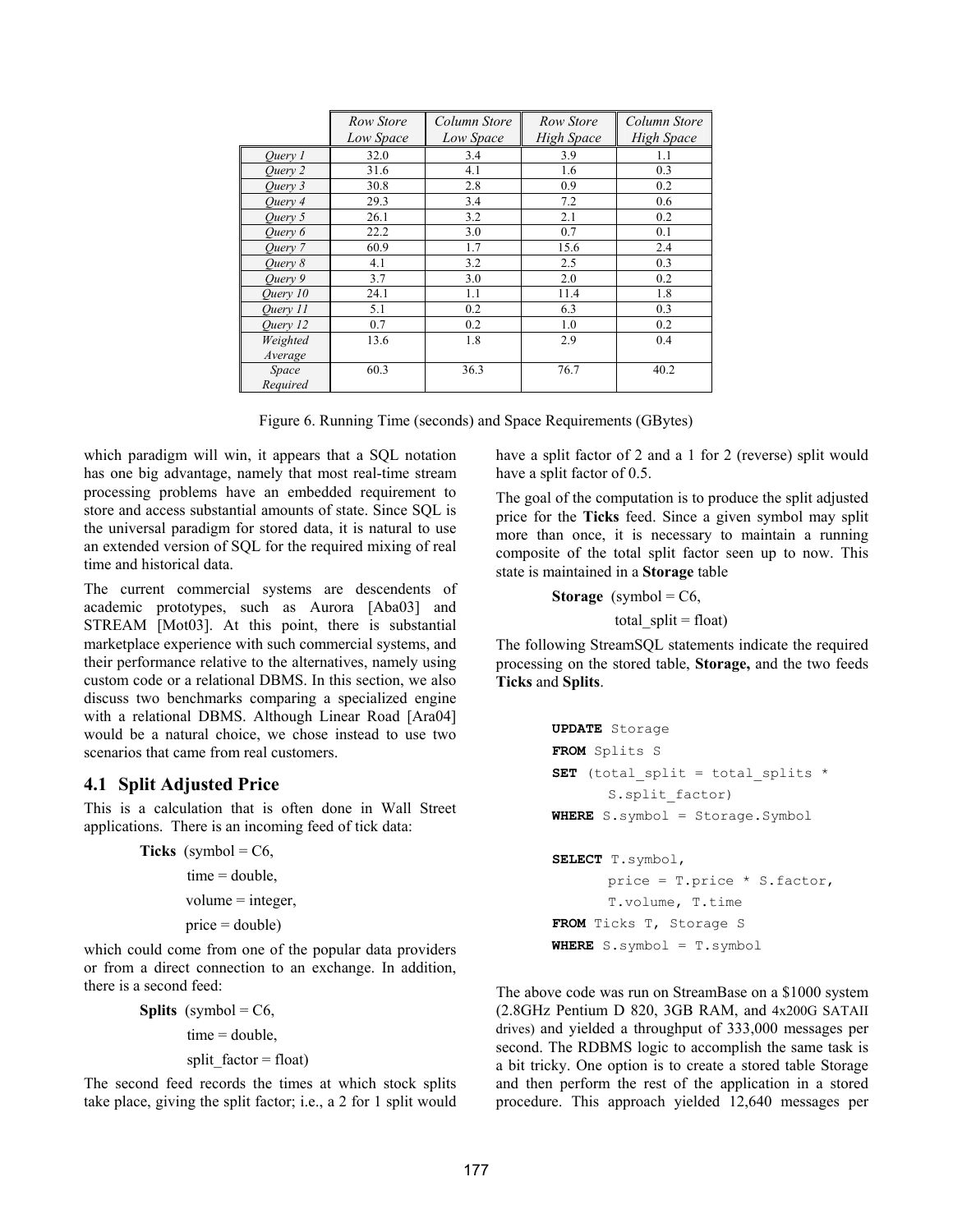| | *Row Store Low Space* | *Column Store Low Space* | *Row Store High Space* | *Column Store High Space* |
|---|---|---|---|---|
| *Query 1* | 32.0 | 3.4 | 3.9 | 1.1 |
| *Query 2* | 31.6 | 4.1 | 1.6 | 0.3 |
| *Query 3* | 30.8 | 2.8 | 0.9 | 0.2 |
| *Query 4* | 29.3 | 3.4 | 7.2 | 0.6 |
| *Query 5* | 26.1 | 3.2 | 2.1 | 0.2 |
| *Query 6* | 22.2 | 3.0 | 0.7 | 0.1 |
| *Query 7* | 60.9 | 1.7 | 15.6 | 2.4 |
| *Query 8* | 4.1 | 3.2 | 2.5 | 0.3 |
| *Query 9* | 3.7 | 3.0 | 2.0 | 0.2 |
| *Query 10* | 24.1 | 1.1 | 11.4 | 1.8 |
| *Query 11* | 5.1 | 0.2 | 6.3 | 0.3 |
| *Query 12* | 0.7 | 0.2 | 1.0 | 0.2 |
| *Weighted Average* | 13.6 | 1.8 | 2.9 | 0.4 |
| *Space Required* | 60.3 | 36.3 | 76.7 | 40.2 |

Figure 6. Running Time (seconds) and Space Requirements (GBytes)

which paradigm will win, it appears that a SQL notation has one big advantage, namely that most real-time stream processing problems have an embedded requirement to store and access substantial amounts of state. Since SQL is the universal paradigm for stored data, it is natural to use an extended version of SQL for the required mixing of real time and historical data.

The current commercial systems are descendents of academic prototypes, such as Aurora [Aba03] and STREAM [Mot03]. At this point, there is substantial marketplace experience with such commercial systems, and their performance relative to the alternatives, namely using custom code or a relational DBMS. In this section, we also discuss two benchmarks comparing a specialized engine with a relational DBMS. Although Linear Road [Ara04] would be a natural choice, we chose instead to use two scenarios that came from real customers.

## 4.1 Split Adjusted Price

This is a calculation that is often done in Wall Street applications. There is an incoming feed of tick data:

**Ticks** (symbol = C6,
time = double,
volume = integer,
price = double)

which could come from one of the popular data providers or from a direct connection to an exchange. In addition, there is a second feed:

**Splits** (symbol = C6,
time = double,
split_factor = float)

The second feed records the times at which stock splits take place, giving the split factor; i.e., a 2 for 1 split would have a split factor of 2 and a 1 for 2 (reverse) split would have a split factor of 0.5.

The goal of the computation is to produce the split adjusted price for the **Ticks** feed. Since a given symbol may split more than once, it is necessary to maintain a running composite of the total split factor seen up to now. This state is maintained in a **Storage** table

**Storage** (symbol = C6,
total_split = float)

The following StreamSQL statements indicate the required processing on the stored table, **Storage,** and the two feeds **Ticks** and **Splits**.

```
UPDATE Storage
FROM Splits S
SET (total_split = total_splits *
      S.split_factor)
WHERE S.symbol = Storage.Symbol

SELECT T.symbol,
       price = T.price * S.factor,
       T.volume, T.time
FROM Ticks T, Storage S
WHERE S.symbol = T.symbol
```

The above code was run on StreamBase on a $1000 system (2.8GHz Pentium D 820, 3GB RAM, and 4x200G SATAII drives) and yielded a throughput of 333,000 messages per second. The RDBMS logic to accomplish the same task is a bit tricky. One option is to create a stored table Storage and then perform the rest of the application in a stored procedure. This approach yielded 12,640 messages per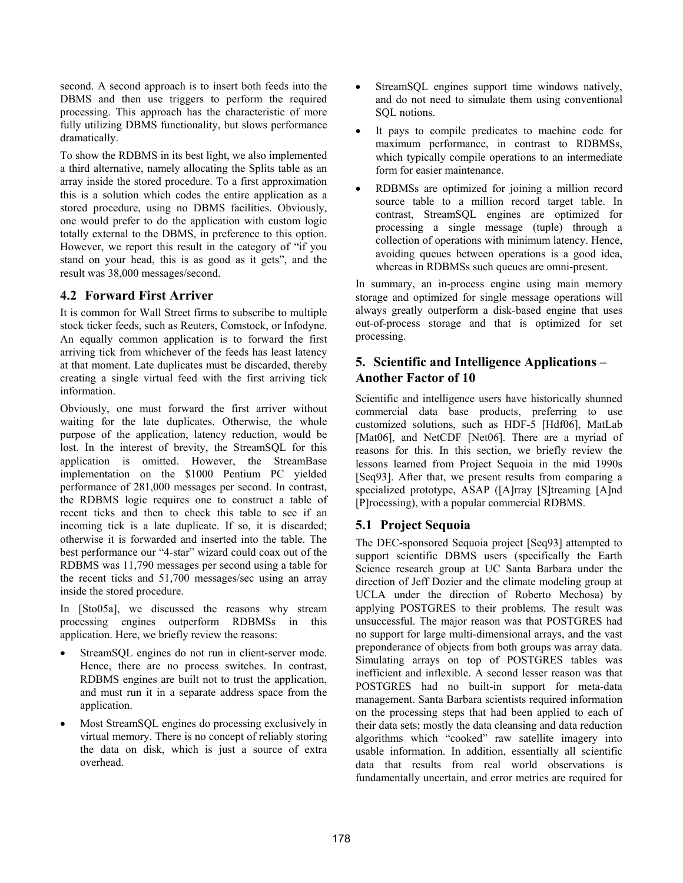second. A second approach is to insert both feeds into the DBMS and then use triggers to perform the required processing. This approach has the characteristic of more fully utilizing DBMS functionality, but slows performance dramatically.

To show the RDBMS in its best light, we also implemented a third alternative, namely allocating the Splits table as an array inside the stored procedure. To a first approximation this is a solution which codes the entire application as a stored procedure, using no DBMS facilities. Obviously, one would prefer to do the application with custom logic totally external to the DBMS, in preference to this option. However, we report this result in the category of "if you stand on your head, this is as good as it gets", and the result was 38,000 messages/second.

## 4.2 Forward First Arriver

It is common for Wall Street firms to subscribe to multiple stock ticker feeds, such as Reuters, Comstock, or Infodyne. An equally common application is to forward the first arriving tick from whichever of the feeds has least latency at that moment. Late duplicates must be discarded, thereby creating a single virtual feed with the first arriving tick information.

Obviously, one must forward the first arriver without waiting for the late duplicates. Otherwise, the whole purpose of the application, latency reduction, would be lost. In the interest of brevity, the StreamSQL for this application is omitted. However, the StreamBase implementation on the $1000 Pentium PC yielded performance of 281,000 messages per second. In contrast, the RDBMS logic requires one to construct a table of recent ticks and then to check this table to see if an incoming tick is a late duplicate. If so, it is discarded; otherwise it is forwarded and inserted into the table. The best performance our "4-star" wizard could coax out of the RDBMS was 11,790 messages per second using a table for the recent ticks and 51,700 messages/sec using an array inside the stored procedure.

In [Sto05a], we discussed the reasons why stream processing engines outperform RDBMSs in this application. Here, we briefly review the reasons:

- StreamSQL engines do not run in client-server mode. Hence, there are no process switches. In contrast, RDBMS engines are built not to trust the application, and must run it in a separate address space from the application.
- Most StreamSQL engines do processing exclusively in virtual memory. There is no concept of reliably storing the data on disk, which is just a source of extra overhead.
- StreamSQL engines support time windows natively, and do not need to simulate them using conventional SQL notions.
- It pays to compile predicates to machine code for maximum performance, in contrast to RDBMSs, which typically compile operations to an intermediate form for easier maintenance.
- RDBMSs are optimized for joining a million record source table to a million record target table. In contrast, StreamSQL engines are optimized for processing a single message (tuple) through a collection of operations with minimum latency. Hence, avoiding queues between operations is a good idea, whereas in RDBMSs such queues are omni-present.

In summary, an in-process engine using main memory storage and optimized for single message operations will always greatly outperform a disk-based engine that uses out-of-process storage and that is optimized for set processing.

# 5. Scientific and Intelligence Applications – Another Factor of 10

Scientific and intelligence users have historically shunned commercial data base products, preferring to use customized solutions, such as HDF-5 [Hdf06], MatLab [Mat06], and NetCDF [Net06]. There are a myriad of reasons for this. In this section, we briefly review the lessons learned from Project Sequoia in the mid 1990s [Seq93]. After that, we present results from comparing a specialized prototype, ASAP ([A]rray [S]treaming [A]nd [P]rocessing), with a popular commercial RDBMS.

## 5.1 Project Sequoia

The DEC-sponsored Sequoia project [Seq93] attempted to support scientific DBMS users (specifically the Earth Science research group at UC Santa Barbara under the direction of Jeff Dozier and the climate modeling group at UCLA under the direction of Roberto Mechosa) by applying POSTGRES to their problems. The result was unsuccessful. The major reason was that POSTGRES had no support for large multi-dimensional arrays, and the vast preponderance of objects from both groups was array data. Simulating arrays on top of POSTGRES tables was inefficient and inflexible. A second lesser reason was that POSTGRES had no built-in support for meta-data management. Santa Barbara scientists required information on the processing steps that had been applied to each of their data sets; mostly the data cleansing and data reduction algorithms which "cooked" raw satellite imagery into usable information. In addition, essentially all scientific data that results from real world observations is fundamentally uncertain, and error metrics are required for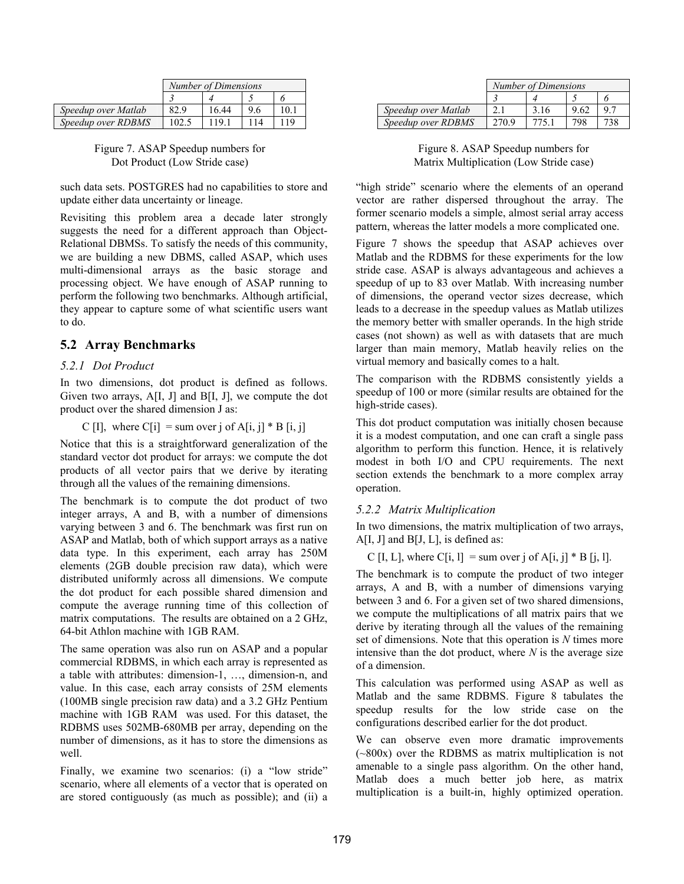| | *Number of Dimensions* | | | |
|---|---|---|---|---|
| | *3* | *4* | *5* | *6* |
| *Speedup over Matlab* | 82.9 | 16.44 | 9.6 | 10.1 |
| *Speedup over RDBMS* | 102.5 | 119.1 | 114 | 119 |

Figure 7. ASAP Speedup numbers for Dot Product (Low Stride case)

such data sets. POSTGRES had no capabilities to store and update either data uncertainty or lineage.

Revisiting this problem area a decade later strongly suggests the need for a different approach than Object-Relational DBMSs. To satisfy the needs of this community, we are building a new DBMS, called ASAP, which uses multi-dimensional arrays as the basic storage and processing object. We have enough of ASAP running to perform the following two benchmarks. Although artificial, they appear to capture some of what scientific users want to do.

## 5.2 Array Benchmarks

### *5.2.1 Dot Product*

In two dimensions, dot product is defined as follows. Given two arrays, A[I, J] and B[I, J], we compute the dot product over the shared dimension J as:

C [I], where C[i] = sum over j of A[i, j] * B [i, j]

Notice that this is a straightforward generalization of the standard vector dot product for arrays: we compute the dot products of all vector pairs that we derive by iterating through all the values of the remaining dimensions.

The benchmark is to compute the dot product of two integer arrays, A and B, with a number of dimensions varying between 3 and 6. The benchmark was first run on ASAP and Matlab, both of which support arrays as a native data type. In this experiment, each array has 250M elements (2GB double precision raw data), which were distributed uniformly across all dimensions. We compute the dot product for each possible shared dimension and compute the average running time of this collection of matrix computations. The results are obtained on a 2 GHz, 64-bit Athlon machine with 1GB RAM.

The same operation was also run on ASAP and a popular commercial RDBMS, in which each array is represented as a table with attributes: dimension-1, …, dimension-n, and value. In this case, each array consists of 25M elements (100MB single precision raw data) and a 3.2 GHz Pentium machine with 1GB RAM was used. For this dataset, the RDBMS uses 502MB-680MB per array, depending on the number of dimensions, as it has to store the dimensions as well.

Finally, we examine two scenarios: (i) a "low stride" scenario, where all elements of a vector that is operated on are stored contiguously (as much as possible); and (ii) a "high stride" scenario where the elements of an operand vector are rather dispersed throughout the array. The former scenario models a simple, almost serial array access pattern, whereas the latter models a more complicated one.

Figure 7 shows the speedup that ASAP achieves over Matlab and the RDBMS for these experiments for the low stride case. ASAP is always advantageous and achieves a speedup of up to 83 over Matlab. With increasing number of dimensions, the operand vector sizes decrease, which leads to a decrease in the speedup values as Matlab utilizes the memory better with smaller operands. In the high stride cases (not shown) as well as with datasets that are much larger than main memory, Matlab heavily relies on the virtual memory and basically comes to a halt.

The comparison with the RDBMS consistently yields a speedup of 100 or more (similar results are obtained for the high-stride cases).

This dot product computation was initially chosen because it is a modest computation, and one can craft a single pass algorithm to perform this function. Hence, it is relatively modest in both I/O and CPU requirements. The next section extends the benchmark to a more complex array operation.

### *5.2.2 Matrix Multiplication*

In two dimensions, the matrix multiplication of two arrays, A[I, J] and B[J, L], is defined as:

C [I, L], where C[i, l] = sum over j of A[i, j] * B [j, l].

The benchmark is to compute the product of two integer arrays, A and B, with a number of dimensions varying between 3 and 6. For a given set of two shared dimensions, we compute the multiplications of all matrix pairs that we derive by iterating through all the values of the remaining set of dimensions. Note that this operation is *N* times more intensive than the dot product, where *N* is the average size of a dimension.

This calculation was performed using ASAP as well as Matlab and the same RDBMS. Figure 8 tabulates the speedup results for the low stride case on the configurations described earlier for the dot product.

| | *Number of Dimensions* | | | |
|---|---|---|---|---|
| | *3* | *4* | *5* | *6* |
| *Speedup over Matlab* | 2.1 | 3.16 | 9.62 | 9.7 |
| *Speedup over RDBMS* | 270.9 | 775.1 | 798 | 738 |

Figure 8. ASAP Speedup numbers for Matrix Multiplication (Low Stride case)

We can observe even more dramatic improvements (~800x) over the RDBMS as matrix multiplication is not amenable to a single pass algorithm. On the other hand, Matlab does a much better job here, as matrix multiplication is a built-in, highly optimized operation.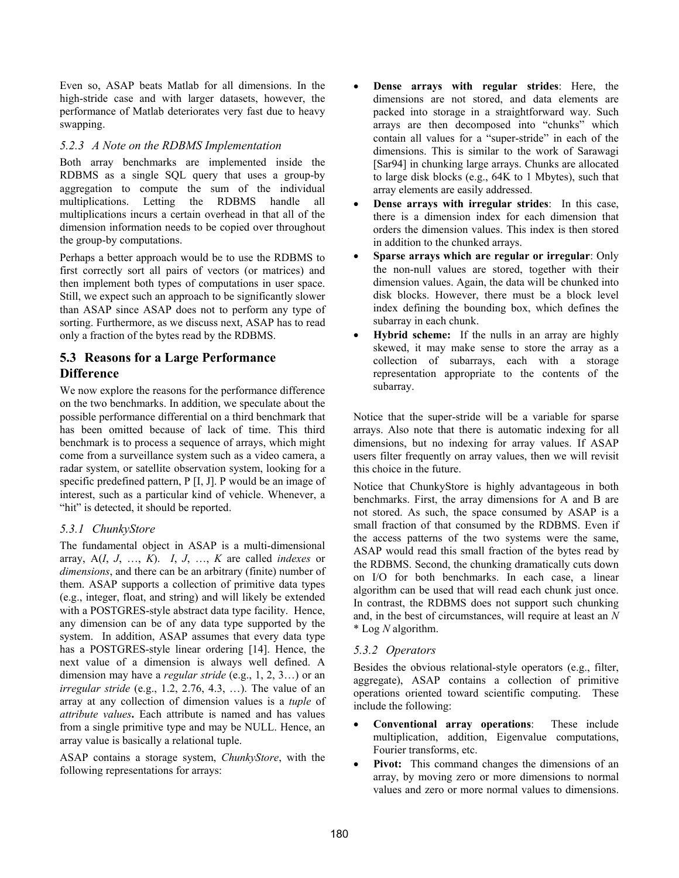Even so, ASAP beats Matlab for all dimensions. In the high-stride case and with larger datasets, however, the performance of Matlab deteriorates very fast due to heavy swapping.

#### *5.2.3 A Note on the RDBMS Implementation*

Both array benchmarks are implemented inside the RDBMS as a single SQL query that uses a group-by aggregation to compute the sum of the individual multiplications. Letting the RDBMS handle all multiplications incurs a certain overhead in that all of the dimension information needs to be copied over throughout the group-by computations.

Perhaps a better approach would be to use the RDBMS to first correctly sort all pairs of vectors (or matrices) and then implement both types of computations in user space. Still, we expect such an approach to be significantly slower than ASAP since ASAP does not to perform any type of sorting. Furthermore, as we discuss next, ASAP has to read only a fraction of the bytes read by the RDBMS.

## 5.3 Reasons for a Large Performance Difference

We now explore the reasons for the performance difference on the two benchmarks. In addition, we speculate about the possible performance differential on a third benchmark that has been omitted because of lack of time. This third benchmark is to process a sequence of arrays, which might come from a surveillance system such as a video camera, a radar system, or satellite observation system, looking for a specific predefined pattern, P [I, J]. P would be an image of interest, such as a particular kind of vehicle. Whenever, a "hit" is detected, it should be reported.

#### *5.3.1 ChunkyStore*

The fundamental object in ASAP is a multi-dimensional array, A(*I*, *J*, …, *K*). *I*, *J*, …, *K* are called *indexes* or *dimensions*, and there can be an arbitrary (finite) number of them. ASAP supports a collection of primitive data types (e.g., integer, float, and string) and will likely be extended with a POSTGRES-style abstract data type facility. Hence, any dimension can be of any data type supported by the system. In addition, ASAP assumes that every data type has a POSTGRES-style linear ordering [14]. Hence, the next value of a dimension is always well defined. A dimension may have a *regular stride* (e.g., 1, 2, 3…) or an *irregular stride* (e.g., 1.2, 2.76, 4.3, …). The value of an array at any collection of dimension values is a *tuple* of *attribute values***.** Each attribute is named and has values from a single primitive type and may be NULL. Hence, an array value is basically a relational tuple.

ASAP contains a storage system, *ChunkyStore*, with the following representations for arrays:

- **Dense arrays with regular strides**: Here, the dimensions are not stored, and data elements are packed into storage in a straightforward way. Such arrays are then decomposed into "chunks" which contain all values for a "super-stride" in each of the dimensions. This is similar to the work of Sarawagi [Sar94] in chunking large arrays. Chunks are allocated to large disk blocks (e.g., 64K to 1 Mbytes), such that array elements are easily addressed.
- **Dense arrays with irregular strides**: In this case, there is a dimension index for each dimension that orders the dimension values. This index is then stored in addition to the chunked arrays.
- **Sparse arrays which are regular or irregular**: Only the non-null values are stored, together with their dimension values. Again, the data will be chunked into disk blocks. However, there must be a block level index defining the bounding box, which defines the subarray in each chunk.
- **Hybrid scheme:** If the nulls in an array are highly skewed, it may make sense to store the array as a collection of subarrays, each with a storage representation appropriate to the contents of the subarray.

Notice that the super-stride will be a variable for sparse arrays. Also note that there is automatic indexing for all dimensions, but no indexing for array values. If ASAP users filter frequently on array values, then we will revisit this choice in the future.

Notice that ChunkyStore is highly advantageous in both benchmarks. First, the array dimensions for A and B are not stored. As such, the space consumed by ASAP is a small fraction of that consumed by the RDBMS. Even if the access patterns of the two systems were the same, ASAP would read this small fraction of the bytes read by the RDBMS. Second, the chunking dramatically cuts down on I/O for both benchmarks. In each case, a linear algorithm can be used that will read each chunk just once. In contrast, the RDBMS does not support such chunking and, in the best of circumstances, will require at least an $N * \text{Log } N$ algorithm.

#### *5.3.2 Operators*

Besides the obvious relational-style operators (e.g., filter, aggregate), ASAP contains a collection of primitive operations oriented toward scientific computing. These include the following:

- **Conventional array operations**: These include multiplication, addition, Eigenvalue computations, Fourier transforms, etc.
- **Pivot:** This command changes the dimensions of an array, by moving zero or more dimensions to normal values and zero or more normal values to dimensions.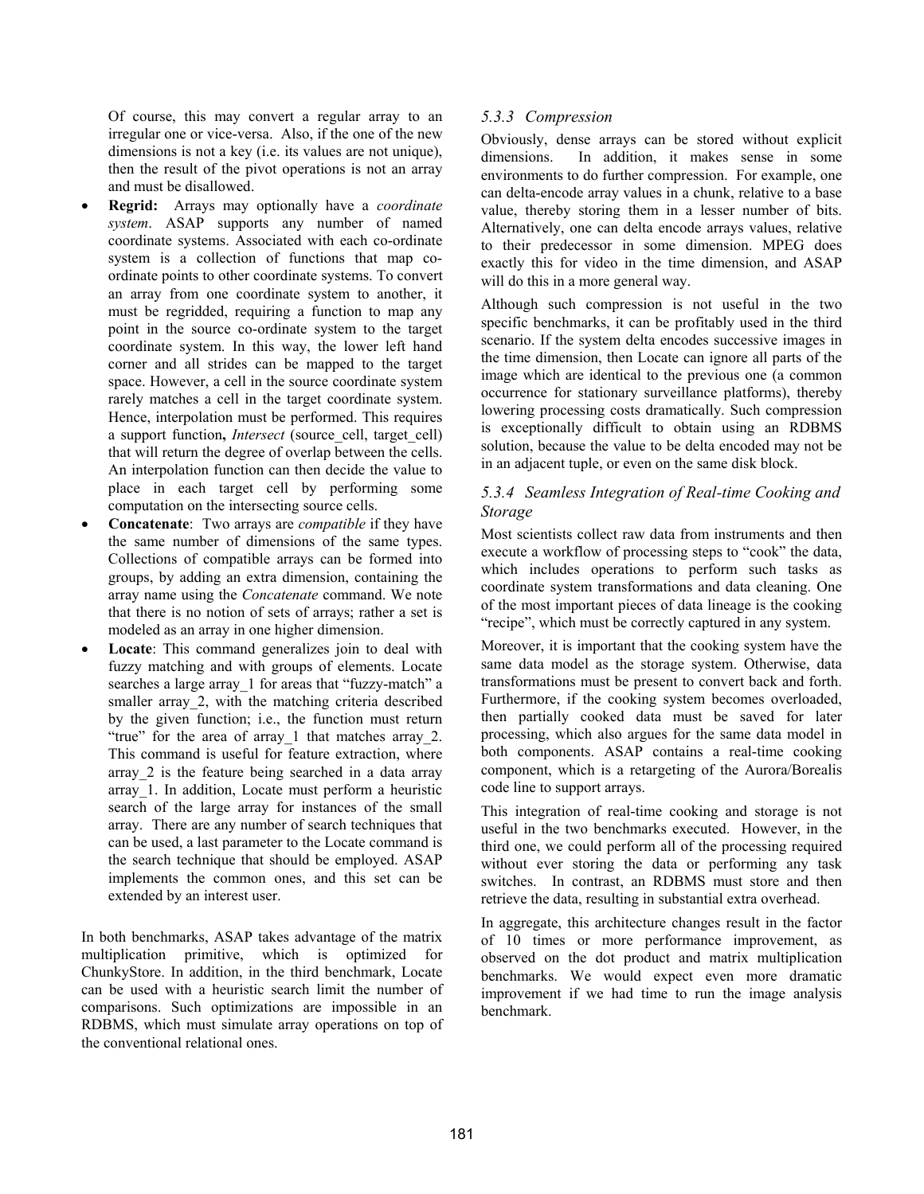Of course, this may convert a regular array to an irregular one or vice-versa. Also, if the one of the new dimensions is not a key (i.e. its values are not unique), then the result of the pivot operations is not an array and must be disallowed.

- **Regrid:** Arrays may optionally have a *coordinate system*. ASAP supports any number of named coordinate systems. Associated with each co-ordinate system is a collection of functions that map co-ordinate points to other coordinate systems. To convert an array from one coordinate system to another, it must be regridded, requiring a function to map any point in the source co-ordinate system to the target coordinate system. In this way, the lower left hand corner and all strides can be mapped to the target space. However, a cell in the source coordinate system rarely matches a cell in the target coordinate system. Hence, interpolation must be performed. This requires a support function**,** *Intersect* (source_cell, target_cell) that will return the degree of overlap between the cells. An interpolation function can then decide the value to place in each target cell by performing some computation on the intersecting source cells.
- **Concatenate**: Two arrays are *compatible* if they have the same number of dimensions of the same types. Collections of compatible arrays can be formed into groups, by adding an extra dimension, containing the array name using the *Concatenate* command. We note that there is no notion of sets of arrays; rather a set is modeled as an array in one higher dimension.
- **Locate**: This command generalizes join to deal with fuzzy matching and with groups of elements. Locate searches a large array_1 for areas that "fuzzy-match" a smaller array_2, with the matching criteria described by the given function; i.e., the function must return "true" for the area of array_1 that matches array_2. This command is useful for feature extraction, where array_2 is the feature being searched in a data array array_1. In addition, Locate must perform a heuristic search of the large array for instances of the small array. There are any number of search techniques that can be used, a last parameter to the Locate command is the search technique that should be employed. ASAP implements the common ones, and this set can be extended by an interest user.

In both benchmarks, ASAP takes advantage of the matrix multiplication primitive, which is optimized for ChunkyStore. In addition, in the third benchmark, Locate can be used with a heuristic search limit the number of comparisons. Such optimizations are impossible in an RDBMS, which must simulate array operations on top of the conventional relational ones.

### *5.3.3 Compression*

Obviously, dense arrays can be stored without explicit dimensions. In addition, it makes sense in some environments to do further compression. For example, one can delta-encode array values in a chunk, relative to a base value, thereby storing them in a lesser number of bits. Alternatively, one can delta encode arrays values, relative to their predecessor in some dimension. MPEG does exactly this for video in the time dimension, and ASAP will do this in a more general way.

Although such compression is not useful in the two specific benchmarks, it can be profitably used in the third scenario. If the system delta encodes successive images in the time dimension, then Locate can ignore all parts of the image which are identical to the previous one (a common occurrence for stationary surveillance platforms), thereby lowering processing costs dramatically. Such compression is exceptionally difficult to obtain using an RDBMS solution, because the value to be delta encoded may not be in an adjacent tuple, or even on the same disk block.

### *5.3.4 Seamless Integration of Real-time Cooking and Storage*

Most scientists collect raw data from instruments and then execute a workflow of processing steps to "cook" the data, which includes operations to perform such tasks as coordinate system transformations and data cleaning. One of the most important pieces of data lineage is the cooking "recipe", which must be correctly captured in any system.

Moreover, it is important that the cooking system have the same data model as the storage system. Otherwise, data transformations must be present to convert back and forth. Furthermore, if the cooking system becomes overloaded, then partially cooked data must be saved for later processing, which also argues for the same data model in both components. ASAP contains a real-time cooking component, which is a retargeting of the Aurora/Borealis code line to support arrays.

This integration of real-time cooking and storage is not useful in the two benchmarks executed. However, in the third one, we could perform all of the processing required without ever storing the data or performing any task switches. In contrast, an RDBMS must store and then retrieve the data, resulting in substantial extra overhead.

In aggregate, this architecture changes result in the factor of 10 times or more performance improvement, as observed on the dot product and matrix multiplication benchmarks. We would expect even more dramatic improvement if we had time to run the image analysis benchmark.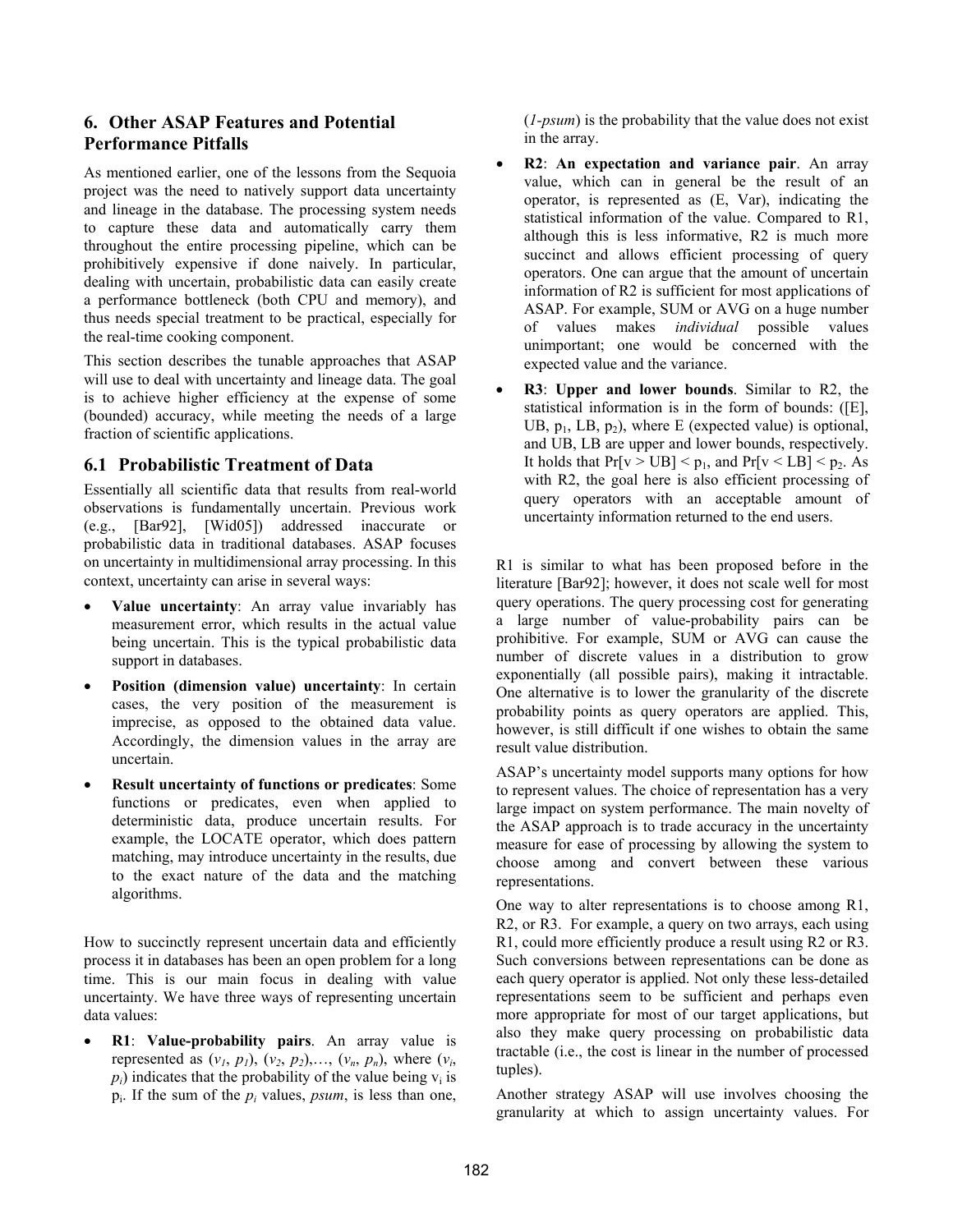## 6. Other ASAP Features and Potential Performance Pitfalls

As mentioned earlier, one of the lessons from the Sequoia project was the need to natively support data uncertainty and lineage in the database. The processing system needs to capture these data and automatically carry them throughout the entire processing pipeline, which can be prohibitively expensive if done naively. In particular, dealing with uncertain, probabilistic data can easily create a performance bottleneck (both CPU and memory), and thus needs special treatment to be practical, especially for the real-time cooking component.

This section describes the tunable approaches that ASAP will use to deal with uncertainty and lineage data. The goal is to achieve higher efficiency at the expense of some (bounded) accuracy, while meeting the needs of a large fraction of scientific applications.

### 6.1 Probabilistic Treatment of Data

Essentially all scientific data that results from real-world observations is fundamentally uncertain. Previous work (e.g., [Bar92], [Wid05]) addressed inaccurate or probabilistic data in traditional databases. ASAP focuses on uncertainty in multidimensional array processing. In this context, uncertainty can arise in several ways:

- **Value uncertainty**: An array value invariably has measurement error, which results in the actual value being uncertain. This is the typical probabilistic data support in databases.
- **Position (dimension value) uncertainty**: In certain cases, the very position of the measurement is imprecise, as opposed to the obtained data value. Accordingly, the dimension values in the array are uncertain.
- **Result uncertainty of functions or predicates**: Some functions or predicates, even when applied to deterministic data, produce uncertain results. For example, the LOCATE operator, which does pattern matching, may introduce uncertainty in the results, due to the exact nature of the data and the matching algorithms.

How to succinctly represent uncertain data and efficiently process it in databases has been an open problem for a long time. This is our main focus in dealing with value uncertainty. We have three ways of representing uncertain data values:

- **R1**: **Value-probability pairs**. An array value is represented as $(v_1, p_1)$, $(v_2, p_2)$,…, $(v_n, p_n)$, where $(v_i, p_i)$ indicates that the probability of the value being $v_i$ is $p_i$. If the sum of the $p_i$ values, *psum*, is less than one, (*1-psum*) is the probability that the value does not exist in the array.
- **R2**: **An expectation and variance pair**. An array value, which can in general be the result of an operator, is represented as (E, Var), indicating the statistical information of the value. Compared to R1, although this is less informative, R2 is much more succinct and allows efficient processing of query operators. One can argue that the amount of uncertain information of R2 is sufficient for most applications of ASAP. For example, SUM or AVG on a huge number of values makes *individual* possible values unimportant; one would be concerned with the expected value and the variance.
- **R3**: **Upper and lower bounds**. Similar to R2, the statistical information is in the form of bounds: ([E], UB, $p_1$, LB, $p_2$), where E (expected value) is optional, and UB, LB are upper and lower bounds, respectively. It holds that $\Pr[v > UB] < p_1$, and $\Pr[v < LB] < p_2$. As with R2, the goal here is also efficient processing of query operators with an acceptable amount of uncertainty information returned to the end users.

R1 is similar to what has been proposed before in the literature [Bar92]; however, it does not scale well for most query operations. The query processing cost for generating a large number of value-probability pairs can be prohibitive. For example, SUM or AVG can cause the number of discrete values in a distribution to grow exponentially (all possible pairs), making it intractable. One alternative is to lower the granularity of the discrete probability points as query operators are applied. This, however, is still difficult if one wishes to obtain the same result value distribution.

ASAP's uncertainty model supports many options for how to represent values. The choice of representation has a very large impact on system performance. The main novelty of the ASAP approach is to trade accuracy in the uncertainty measure for ease of processing by allowing the system to choose among and convert between these various representations.

One way to alter representations is to choose among R1, R2, or R3. For example, a query on two arrays, each using R1, could more efficiently produce a result using R2 or R3. Such conversions between representations can be done as each query operator is applied. Not only these less-detailed representations seem to be sufficient and perhaps even more appropriate for most of our target applications, but also they make query processing on probabilistic data tractable (i.e., the cost is linear in the number of processed tuples).

Another strategy ASAP will use involves choosing the granularity at which to assign uncertainty values. For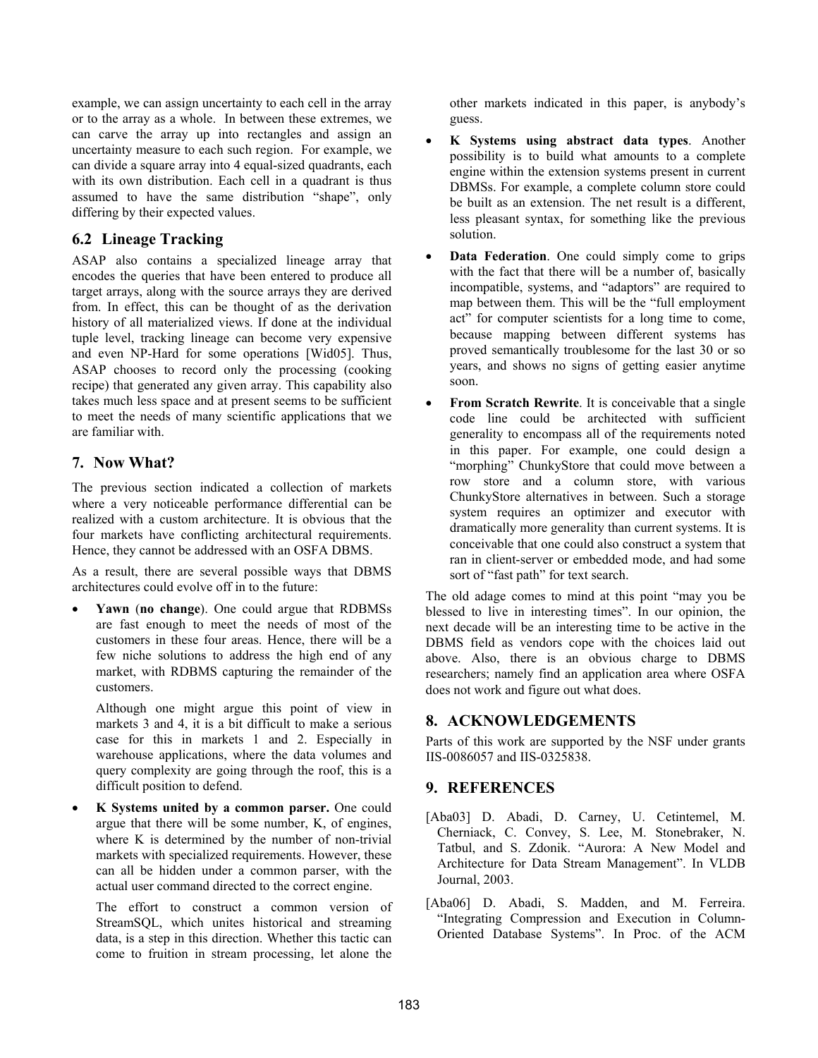example, we can assign uncertainty to each cell in the array or to the array as a whole. In between these extremes, we can carve the array up into rectangles and assign an uncertainty measure to each such region. For example, we can divide a square array into 4 equal-sized quadrants, each with its own distribution. Each cell in a quadrant is thus assumed to have the same distribution "shape", only differing by their expected values.

## 6.2 Lineage Tracking

ASAP also contains a specialized lineage array that encodes the queries that have been entered to produce all target arrays, along with the source arrays they are derived from. In effect, this can be thought of as the derivation history of all materialized views. If done at the individual tuple level, tracking lineage can become very expensive and even NP-Hard for some operations [Wid05]. Thus, ASAP chooses to record only the processing (cooking recipe) that generated any given array. This capability also takes much less space and at present seems to be sufficient to meet the needs of many scientific applications that we are familiar with.

# 7. Now What?

The previous section indicated a collection of markets where a very noticeable performance differential can be realized with a custom architecture. It is obvious that the four markets have conflicting architectural requirements. Hence, they cannot be addressed with an OSFA DBMS.

As a result, there are several possible ways that DBMS architectures could evolve off in to the future:

- **Yawn** (**no change**). One could argue that RDBMSs are fast enough to meet the needs of most of the customers in these four areas. Hence, there will be a few niche solutions to address the high end of any market, with RDBMS capturing the remainder of the customers.

  Although one might argue this point of view in markets 3 and 4, it is a bit difficult to make a serious case for this in markets 1 and 2. Especially in warehouse applications, where the data volumes and query complexity are going through the roof, this is a difficult position to defend.

- **K Systems united by a common parser.** One could argue that there will be some number, K, of engines, where K is determined by the number of non-trivial markets with specialized requirements. However, these can all be hidden under a common parser, with the actual user command directed to the correct engine.

  The effort to construct a common version of StreamSQL, which unites historical and streaming data, is a step in this direction. Whether this tactic can come to fruition in stream processing, let alone the other markets indicated in this paper, is anybody's guess.

- **K Systems using abstract data types**. Another possibility is to build what amounts to a complete engine within the extension systems present in current DBMSs. For example, a complete column store could be built as an extension. The net result is a different, less pleasant syntax, for something like the previous solution.

- **Data Federation**. One could simply come to grips with the fact that there will be a number of, basically incompatible, systems, and "adaptors" are required to map between them. This will be the "full employment act" for computer scientists for a long time to come, because mapping between different systems has proved semantically troublesome for the last 30 or so years, and shows no signs of getting easier anytime soon.

- **From Scratch Rewrite**. It is conceivable that a single code line could be architected with sufficient generality to encompass all of the requirements noted in this paper. For example, one could design a "morphing" ChunkyStore that could move between a row store and a column store, with various ChunkyStore alternatives in between. Such a storage system requires an optimizer and executor with dramatically more generality than current systems. It is conceivable that one could also construct a system that ran in client-server or embedded mode, and had some sort of "fast path" for text search.

The old adage comes to mind at this point "may you be blessed to live in interesting times". In our opinion, the next decade will be an interesting time to be active in the DBMS field as vendors cope with the choices laid out above. Also, there is an obvious charge to DBMS researchers; namely find an application area where OSFA does not work and figure out what does.

# 8. ACKNOWLEDGEMENTS

Parts of this work are supported by the NSF under grants IIS-0086057 and IIS-0325838.

# 9. REFERENCES

[Aba03] D. Abadi, D. Carney, U. Cetintemel, M. Cherniack, C. Convey, S. Lee, M. Stonebraker, N. Tatbul, and S. Zdonik. "Aurora: A New Model and Architecture for Data Stream Management". In VLDB Journal, 2003.

[Aba06] D. Abadi, S. Madden, and M. Ferreira. "Integrating Compression and Execution in Column-Oriented Database Systems". In Proc. of the ACM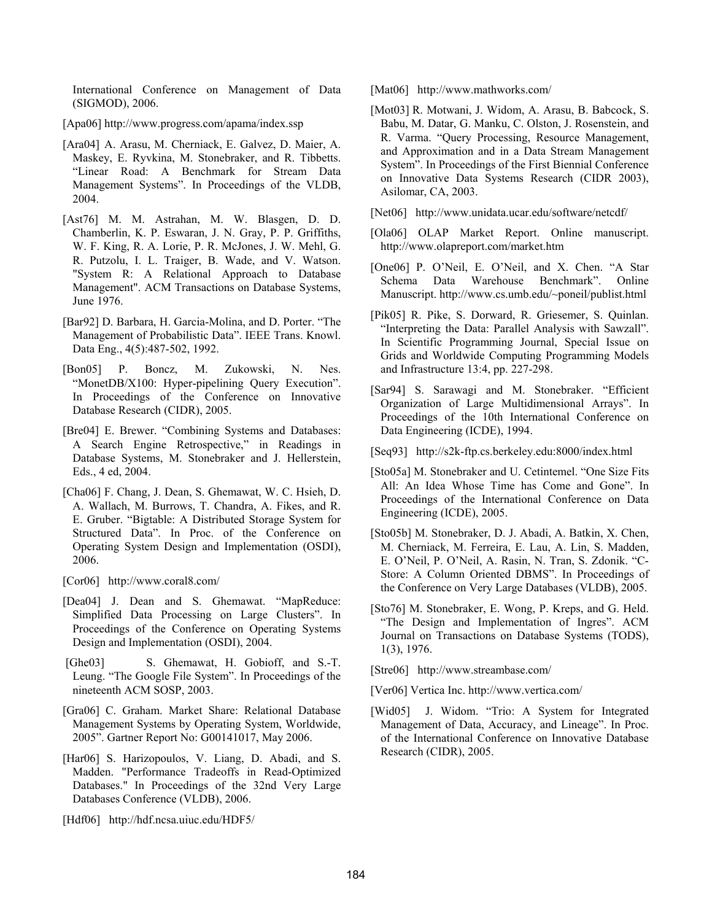International Conference on Management of Data (SIGMOD), 2006.

[Apa06] http://www.progress.com/apama/index.ssp

[Ara04] A. Arasu, M. Cherniack, E. Galvez, D. Maier, A. Maskey, E. Ryvkina, M. Stonebraker, and R. Tibbetts. “Linear Road: A Benchmark for Stream Data Management Systems”. In Proceedings of the VLDB, 2004.

[Ast76] M. M. Astrahan, M. W. Blasgen, D. D. Chamberlin, K. P. Eswaran, J. N. Gray, P. P. Griffiths, W. F. King, R. A. Lorie, P. R. McJones, J. W. Mehl, G. R. Putzolu, I. L. Traiger, B. Wade, and V. Watson. "System R: A Relational Approach to Database Management". ACM Transactions on Database Systems, June 1976.

[Bar92] D. Barbara, H. Garcia-Molina, and D. Porter. “The Management of Probabilistic Data”. IEEE Trans. Knowl. Data Eng., 4(5):487-502, 1992.

[Bon05] P. Boncz, M. Zukowski, N. Nes. “MonetDB/X100: Hyper-pipelining Query Execution”. In Proceedings of the Conference on Innovative Database Research (CIDR), 2005.

[Bre04] E. Brewer. “Combining Systems and Databases: A Search Engine Retrospective,” in Readings in Database Systems, M. Stonebraker and J. Hellerstein, Eds., 4 ed, 2004.

[Cha06] F. Chang, J. Dean, S. Ghemawat, W. C. Hsieh, D. A. Wallach, M. Burrows, T. Chandra, A. Fikes, and R. E. Gruber. “Bigtable: A Distributed Storage System for Structured Data”. In Proc. of the Conference on Operating System Design and Implementation (OSDI), 2006.

[Cor06] http://www.coral8.com/

[Dea04] J. Dean and S. Ghemawat. “MapReduce: Simplified Data Processing on Large Clusters”. In Proceedings of the Conference on Operating Systems Design and Implementation (OSDI), 2004.

[Ghe03] S. Ghemawat, H. Gobioff, and S.-T. Leung. “The Google File System”. In Proceedings of the nineteenth ACM SOSP, 2003.

[Gra06] C. Graham. Market Share: Relational Database Management Systems by Operating System, Worldwide, 2005”. Gartner Report No: G00141017, May 2006.

[Har06] S. Harizopoulos, V. Liang, D. Abadi, and S. Madden. "Performance Tradeoffs in Read-Optimized Databases." In Proceedings of the 32nd Very Large Databases Conference (VLDB), 2006.

[Hdf06] http://hdf.ncsa.uiuc.edu/HDF5/

[Mat06] http://www.mathworks.com/

[Mot03] R. Motwani, J. Widom, A. Arasu, B. Babcock, S. Babu, M. Datar, G. Manku, C. Olston, J. Rosenstein, and R. Varma. “Query Processing, Resource Management, and Approximation and in a Data Stream Management System”. In Proceedings of the First Biennial Conference on Innovative Data Systems Research (CIDR 2003), Asilomar, CA, 2003.

[Net06] http://www.unidata.ucar.edu/software/netcdf/

[Ola06] OLAP Market Report. Online manuscript. http://www.olapreport.com/market.htm

[One06] P. O’Neil, E. O’Neil, and X. Chen. “A Star Schema Data Warehouse Benchmark”. Online Manuscript. http://www.cs.umb.edu/~poneil/publist.html

[Pik05] R. Pike, S. Dorward, R. Griesemer, S. Quinlan. “Interpreting the Data: Parallel Analysis with Sawzall”. In Scientific Programming Journal, Special Issue on Grids and Worldwide Computing Programming Models and Infrastructure 13:4, pp. 227-298.

[Sar94] S. Sarawagi and M. Stonebraker. “Efficient Organization of Large Multidimensional Arrays”. In Proceedings of the 10th International Conference on Data Engineering (ICDE), 1994.

[Seq93] http://s2k-ftp.cs.berkeley.edu:8000/index.html

[Sto05a] M. Stonebraker and U. Cetintemel. “One Size Fits All: An Idea Whose Time has Come and Gone”. In Proceedings of the International Conference on Data Engineering (ICDE), 2005.

[Sto05b] M. Stonebraker, D. J. Abadi, A. Batkin, X. Chen, M. Cherniack, M. Ferreira, E. Lau, A. Lin, S. Madden, E. O’Neil, P. O’Neil, A. Rasin, N. Tran, S. Zdonik. “C-Store: A Column Oriented DBMS”. In Proceedings of the Conference on Very Large Databases (VLDB), 2005.

[Sto76] M. Stonebraker, E. Wong, P. Kreps, and G. Held. “The Design and Implementation of Ingres”. ACM Journal on Transactions on Database Systems (TODS), 1(3), 1976.

[Stre06] http://www.streambase.com/

[Ver06] Vertica Inc. http://www.vertica.com/

[Wid05] J. Widom. “Trio: A System for Integrated Management of Data, Accuracy, and Lineage”. In Proc. of the International Conference on Innovative Database Research (CIDR), 2005.